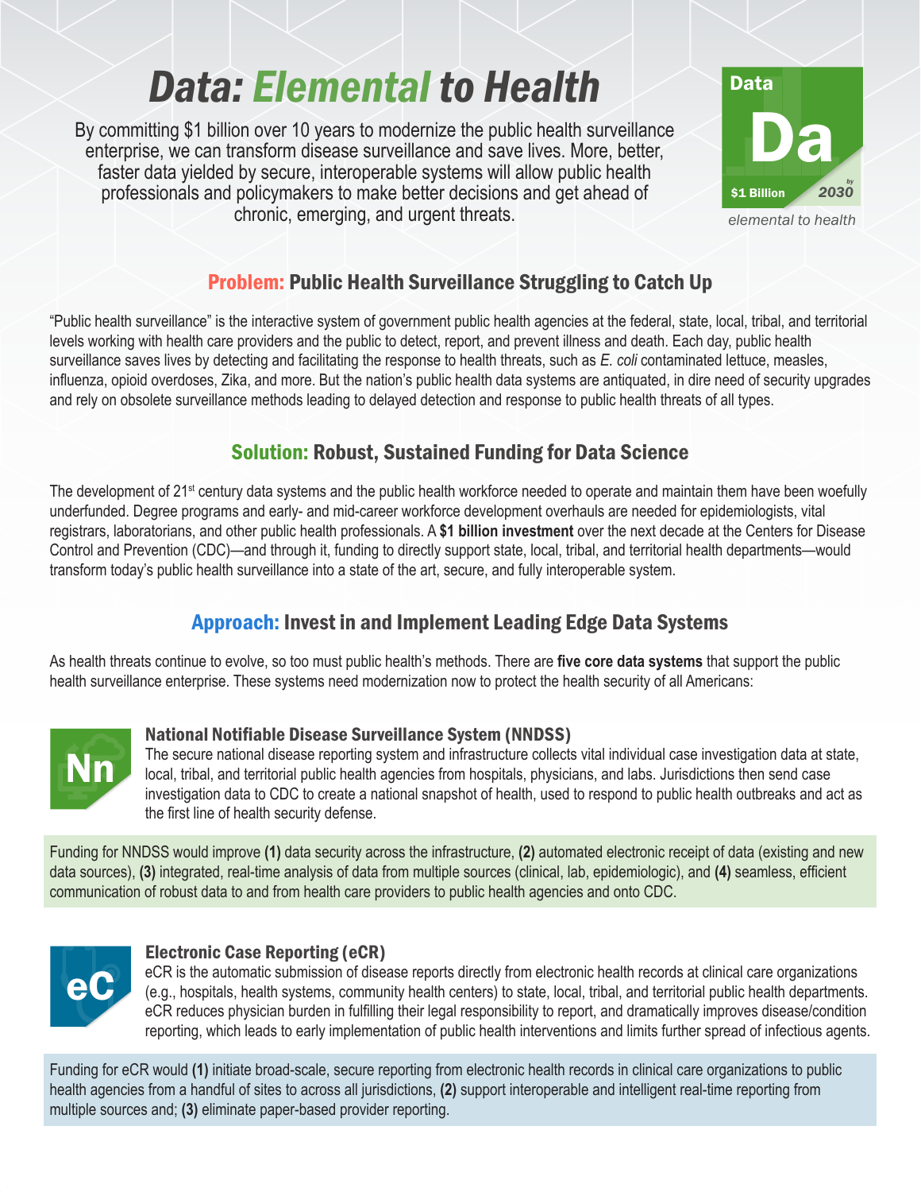# Data: *Elemental* to Health

By committing $1 billion over 10 years to modernize the public health surveillance enterprise, we can transform disease surveillance and save lives. More, better, faster data yielded by secure, interoperable systems will allow public health professionals and policymakers to make better decisions and get ahead of chronic, emerging, and urgent threats.

Data
**Da**
$1 Billion by 2030
*elemental to health*

## Problem: Public Health Surveillance Struggling to Catch Up

"Public health surveillance" is the interactive system of government public health agencies at the federal, state, local, tribal, and territorial levels working with health care providers and the public to detect, report, and prevent illness and death. Each day, public health surveillance saves lives by detecting and facilitating the response to health threats, such as *E. coli* contaminated lettuce, measles, influenza, opioid overdoses, Zika, and more. But the nation's public health data systems are antiquated, in dire need of security upgrades and rely on obsolete surveillance methods leading to delayed detection and response to public health threats of all types.

## Solution: Robust, Sustained Funding for Data Science

The development of 21st century data systems and the public health workforce needed to operate and maintain them have been woefully underfunded. Degree programs and early- and mid-career workforce development overhauls are needed for epidemiologists, vital registrars, laboratorians, and other public health professionals. A **$1 billion investment** over the next decade at the Centers for Disease Control and Prevention (CDC)—and through it, funding to directly support state, local, tribal, and territorial health departments—would transform today's public health surveillance into a state of the art, secure, and fully interoperable system.

## Approach: Invest in and Implement Leading Edge Data Systems

As health threats continue to evolve, so too must public health's methods. There are **five core data systems** that support the public health surveillance enterprise. These systems need modernization now to protect the health security of all Americans:

**Nn**

### National Notifiable Disease Surveillance System (NNDSS)

The secure national disease reporting system and infrastructure collects vital individual case investigation data at state, local, tribal, and territorial public health agencies from hospitals, physicians, and labs. Jurisdictions then send case investigation data to CDC to create a national snapshot of health, used to respond to public health outbreaks and act as the first line of health security defense.

Funding for NNDSS would improve **(1)** data security across the infrastructure, **(2)** automated electronic receipt of data (existing and new data sources), **(3)** integrated, real-time analysis of data from multiple sources (clinical, lab, epidemiologic), and **(4)** seamless, efficient communication of robust data to and from health care providers to public health agencies and onto CDC.

**eC**

### Electronic Case Reporting (eCR)

eCR is the automatic submission of disease reports directly from electronic health records at clinical care organizations (e.g., hospitals, health systems, community health centers) to state, local, tribal, and territorial public health departments. eCR reduces physician burden in fulfilling their legal responsibility to report, and dramatically improves disease/condition reporting, which leads to early implementation of public health interventions and limits further spread of infectious agents.

Funding for eCR would **(1)** initiate broad-scale, secure reporting from electronic health records in clinical care organizations to public health agencies from a handful of sites to across all jurisdictions, **(2)** support interoperable and intelligent real-time reporting from multiple sources and; **(3)** eliminate paper-based provider reporting.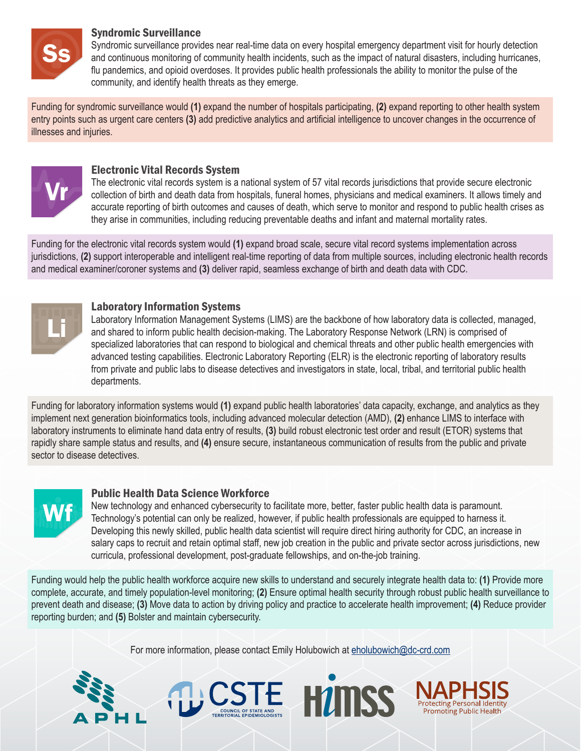### Syndromic Surveillance

Syndromic surveillance provides near real-time data on every hospital emergency department visit for hourly detection and continuous monitoring of community health incidents, such as the impact of natural disasters, including hurricanes, flu pandemics, and opioid overdoses. It provides public health professionals the ability to monitor the pulse of the community, and identify health threats as they emerge.

Funding for syndromic surveillance would **(1)** expand the number of hospitals participating, **(2)** expand reporting to other health system entry points such as urgent care centers **(3)** add predictive analytics and artificial intelligence to uncover changes in the occurrence of illnesses and injuries.

### Electronic Vital Records System

The electronic vital records system is a national system of 57 vital records jurisdictions that provide secure electronic collection of birth and death data from hospitals, funeral homes, physicians and medical examiners. It allows timely and accurate reporting of birth outcomes and causes of death, which serve to monitor and respond to public health crises as they arise in communities, including reducing preventable deaths and infant and maternal mortality rates.

Funding for the electronic vital records system would **(1)** expand broad scale, secure vital record systems implementation across jurisdictions, **(2)** support interoperable and intelligent real-time reporting of data from multiple sources, including electronic health records and medical examiner/coroner systems and **(3)** deliver rapid, seamless exchange of birth and death data with CDC.

### Laboratory Information Systems

Laboratory Information Management Systems (LIMS) are the backbone of how laboratory data is collected, managed, and shared to inform public health decision-making. The Laboratory Response Network (LRN) is comprised of specialized laboratories that can respond to biological and chemical threats and other public health emergencies with advanced testing capabilities. Electronic Laboratory Reporting (ELR) is the electronic reporting of laboratory results from private and public labs to disease detectives and investigators in state, local, tribal, and territorial public health departments.

Funding for laboratory information systems would **(1)** expand public health laboratories' data capacity, exchange, and analytics as they implement next generation bioinformatics tools, including advanced molecular detection (AMD), **(2)** enhance LIMS to interface with laboratory instruments to eliminate hand data entry of results, **(3)** build robust electronic test order and result (ETOR) systems that rapidly share sample status and results, and **(4)** ensure secure, instantaneous communication of results from the public and private sector to disease detectives.

### Public Health Data Science Workforce

New technology and enhanced cybersecurity to facilitate more, better, faster public health data is paramount. Technology's potential can only be realized, however, if public health professionals are equipped to harness it. Developing this newly skilled, public health data scientist will require direct hiring authority for CDC, an increase in salary caps to recruit and retain optimal staff, new job creation in the public and private sector across jurisdictions, new curricula, professional development, post-graduate fellowships, and on-the-job training.

Funding would help the public health workforce acquire new skills to understand and securely integrate health data to: **(1)** Provide more complete, accurate, and timely population-level monitoring; **(2)** Ensure optimal health security through robust public health surveillance to prevent death and disease; **(3)** Move data to action by driving policy and practice to accelerate health improvement; **(4)** Reduce provider reporting burden; and **(5)** Bolster and maintain cybersecurity.

For more information, please contact Emily Holubowich at eholubowich@dc-crd.com

APHL | CSTE Council of State and Territorial Epidemiologists | HIMSS | NAPHSIS Protecting Personal Identity Promoting Public Health